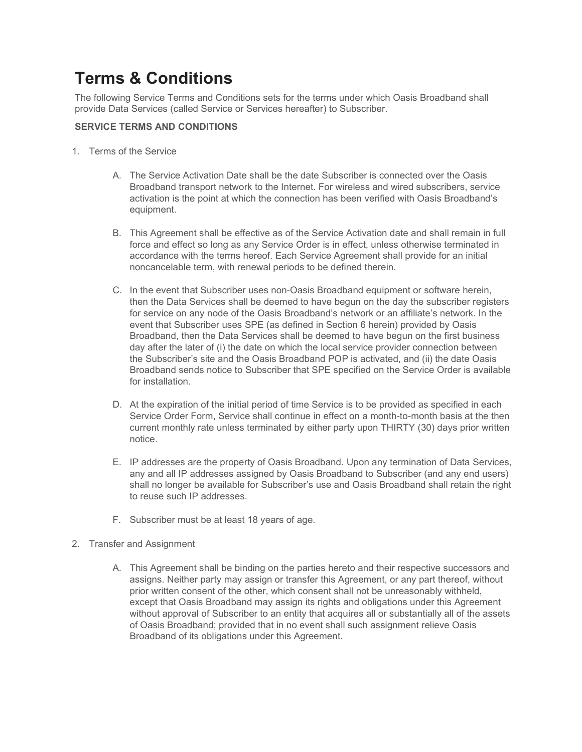# Terms & Conditions

The following Service Terms and Conditions sets for the terms under which Oasis Broadband shall provide Data Services (called Service or Services hereafter) to Subscriber.

**SERVICE TERMS AND CONDITIONS**

1. Terms of the Service

   A. The Service Activation Date shall be the date Subscriber is connected over the Oasis Broadband transport network to the Internet. For wireless and wired subscribers, service activation is the point at which the connection has been verified with Oasis Broadband's equipment.

   B. This Agreement shall be effective as of the Service Activation date and shall remain in full force and effect so long as any Service Order is in effect, unless otherwise terminated in accordance with the terms hereof. Each Service Agreement shall provide for an initial noncancelable term, with renewal periods to be defined therein.

   C. In the event that Subscriber uses non-Oasis Broadband equipment or software herein, then the Data Services shall be deemed to have begun on the day the subscriber registers for service on any node of the Oasis Broadband's network or an affiliate's network. In the event that Subscriber uses SPE (as defined in Section 6 herein) provided by Oasis Broadband, then the Data Services shall be deemed to have begun on the first business day after the later of (i) the date on which the local service provider connection between the Subscriber's site and the Oasis Broadband POP is activated, and (ii) the date Oasis Broadband sends notice to Subscriber that SPE specified on the Service Order is available for installation.

   D. At the expiration of the initial period of time Service is to be provided as specified in each Service Order Form, Service shall continue in effect on a month-to-month basis at the then current monthly rate unless terminated by either party upon THIRTY (30) days prior written notice.

   E. IP addresses are the property of Oasis Broadband. Upon any termination of Data Services, any and all IP addresses assigned by Oasis Broadband to Subscriber (and any end users) shall no longer be available for Subscriber's use and Oasis Broadband shall retain the right to reuse such IP addresses.

   F. Subscriber must be at least 18 years of age.

2. Transfer and Assignment

   A. This Agreement shall be binding on the parties hereto and their respective successors and assigns. Neither party may assign or transfer this Agreement, or any part thereof, without prior written consent of the other, which consent shall not be unreasonably withheld, except that Oasis Broadband may assign its rights and obligations under this Agreement without approval of Subscriber to an entity that acquires all or substantially all of the assets of Oasis Broadband; provided that in no event shall such assignment relieve Oasis Broadband of its obligations under this Agreement.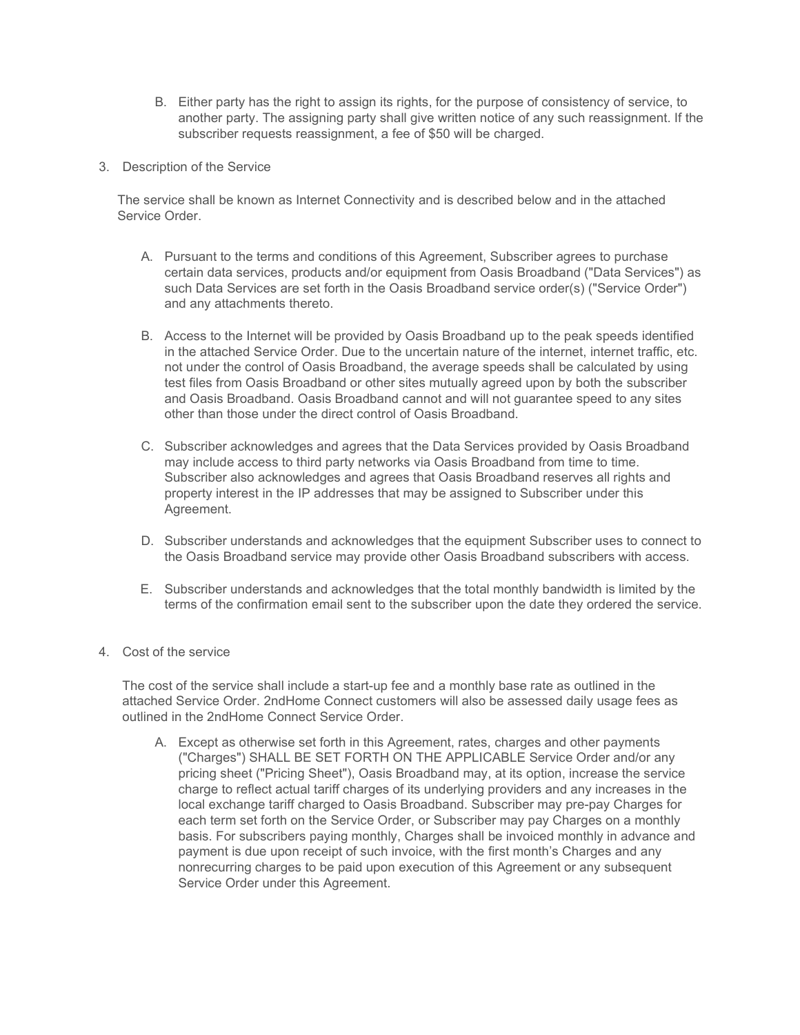B. Either party has the right to assign its rights, for the purpose of consistency of service, to another party. The assigning party shall give written notice of any such reassignment. If the subscriber requests reassignment, a fee of $50 will be charged.

3. Description of the Service

The service shall be known as Internet Connectivity and is described below and in the attached Service Order.

A. Pursuant to the terms and conditions of this Agreement, Subscriber agrees to purchase certain data services, products and/or equipment from Oasis Broadband ("Data Services") as such Data Services are set forth in the Oasis Broadband service order(s) ("Service Order") and any attachments thereto.

B. Access to the Internet will be provided by Oasis Broadband up to the peak speeds identified in the attached Service Order. Due to the uncertain nature of the internet, internet traffic, etc. not under the control of Oasis Broadband, the average speeds shall be calculated by using test files from Oasis Broadband or other sites mutually agreed upon by both the subscriber and Oasis Broadband. Oasis Broadband cannot and will not guarantee speed to any sites other than those under the direct control of Oasis Broadband.

C. Subscriber acknowledges and agrees that the Data Services provided by Oasis Broadband may include access to third party networks via Oasis Broadband from time to time. Subscriber also acknowledges and agrees that Oasis Broadband reserves all rights and property interest in the IP addresses that may be assigned to Subscriber under this Agreement.

D. Subscriber understands and acknowledges that the equipment Subscriber uses to connect to the Oasis Broadband service may provide other Oasis Broadband subscribers with access.

E. Subscriber understands and acknowledges that the total monthly bandwidth is limited by the terms of the confirmation email sent to the subscriber upon the date they ordered the service.

4. Cost of the service

The cost of the service shall include a start-up fee and a monthly base rate as outlined in the attached Service Order. 2ndHome Connect customers will also be assessed daily usage fees as outlined in the 2ndHome Connect Service Order.

A. Except as otherwise set forth in this Agreement, rates, charges and other payments ("Charges") SHALL BE SET FORTH ON THE APPLICABLE Service Order and/or any pricing sheet ("Pricing Sheet"), Oasis Broadband may, at its option, increase the service charge to reflect actual tariff charges of its underlying providers and any increases in the local exchange tariff charged to Oasis Broadband. Subscriber may pre-pay Charges for each term set forth on the Service Order, or Subscriber may pay Charges on a monthly basis. For subscribers paying monthly, Charges shall be invoiced monthly in advance and payment is due upon receipt of such invoice, with the first month's Charges and any nonrecurring charges to be paid upon execution of this Agreement or any subsequent Service Order under this Agreement.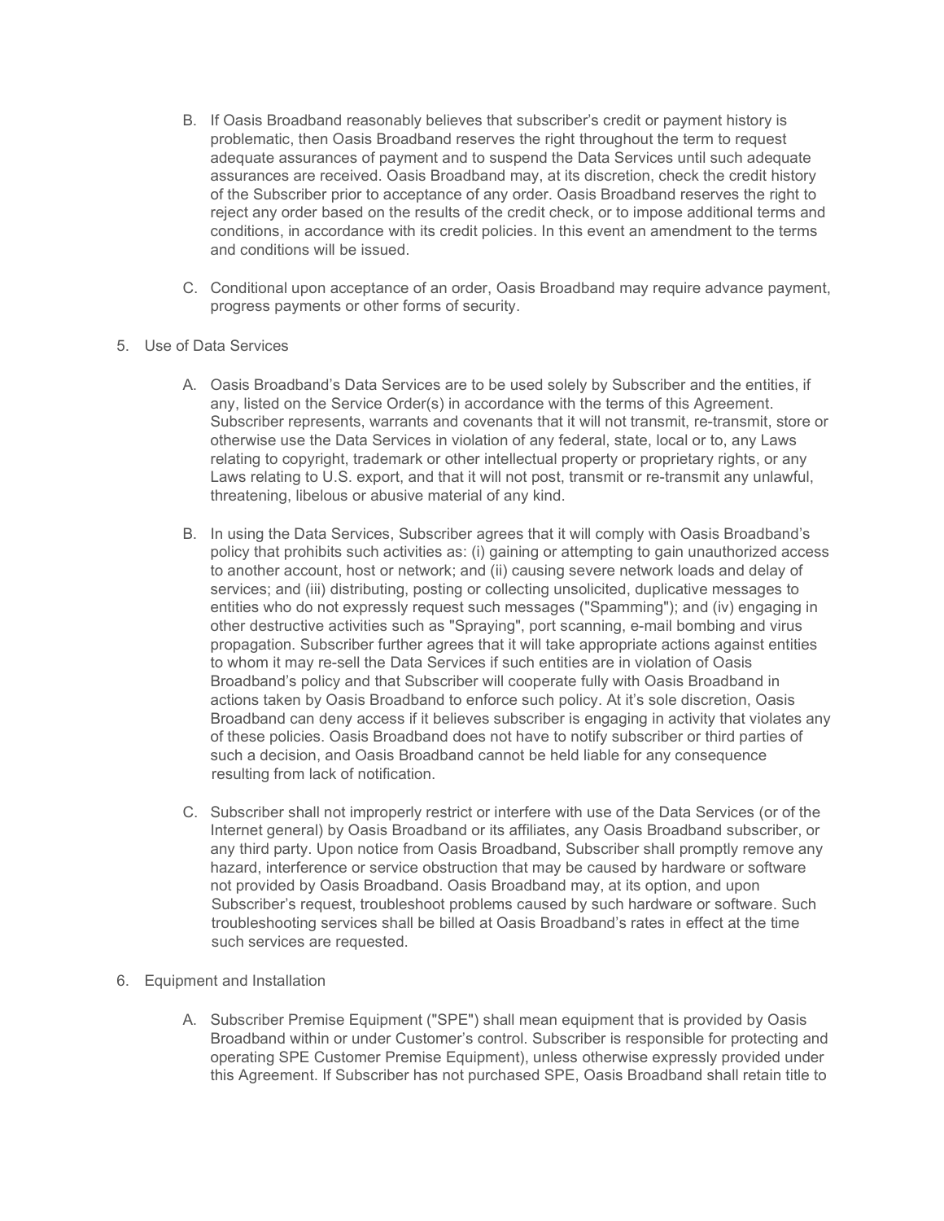B. If Oasis Broadband reasonably believes that subscriber's credit or payment history is problematic, then Oasis Broadband reserves the right throughout the term to request adequate assurances of payment and to suspend the Data Services until such adequate assurances are received. Oasis Broadband may, at its discretion, check the credit history of the Subscriber prior to acceptance of any order. Oasis Broadband reserves the right to reject any order based on the results of the credit check, or to impose additional terms and conditions, in accordance with its credit policies. In this event an amendment to the terms and conditions will be issued.

C. Conditional upon acceptance of an order, Oasis Broadband may require advance payment, progress payments or other forms of security.

5. Use of Data Services

A. Oasis Broadband's Data Services are to be used solely by Subscriber and the entities, if any, listed on the Service Order(s) in accordance with the terms of this Agreement. Subscriber represents, warrants and covenants that it will not transmit, re-transmit, store or otherwise use the Data Services in violation of any federal, state, local or to, any Laws relating to copyright, trademark or other intellectual property or proprietary rights, or any Laws relating to U.S. export, and that it will not post, transmit or re-transmit any unlawful, threatening, libelous or abusive material of any kind.

B. In using the Data Services, Subscriber agrees that it will comply with Oasis Broadband's policy that prohibits such activities as: (i) gaining or attempting to gain unauthorized access to another account, host or network; and (ii) causing severe network loads and delay of services; and (iii) distributing, posting or collecting unsolicited, duplicative messages to entities who do not expressly request such messages ("Spamming"); and (iv) engaging in other destructive activities such as "Spraying", port scanning, e-mail bombing and virus propagation. Subscriber further agrees that it will take appropriate actions against entities to whom it may re-sell the Data Services if such entities are in violation of Oasis Broadband's policy and that Subscriber will cooperate fully with Oasis Broadband in actions taken by Oasis Broadband to enforce such policy. At it's sole discretion, Oasis Broadband can deny access if it believes subscriber is engaging in activity that violates any of these policies. Oasis Broadband does not have to notify subscriber or third parties of such a decision, and Oasis Broadband cannot be held liable for any consequence resulting from lack of notification.

C. Subscriber shall not improperly restrict or interfere with use of the Data Services (or of the Internet general) by Oasis Broadband or its affiliates, any Oasis Broadband subscriber, or any third party. Upon notice from Oasis Broadband, Subscriber shall promptly remove any hazard, interference or service obstruction that may be caused by hardware or software not provided by Oasis Broadband. Oasis Broadband may, at its option, and upon Subscriber's request, troubleshoot problems caused by such hardware or software. Such troubleshooting services shall be billed at Oasis Broadband's rates in effect at the time such services are requested.

6. Equipment and Installation

A. Subscriber Premise Equipment ("SPE") shall mean equipment that is provided by Oasis Broadband within or under Customer's control. Subscriber is responsible for protecting and operating SPE Customer Premise Equipment), unless otherwise expressly provided under this Agreement. If Subscriber has not purchased SPE, Oasis Broadband shall retain title to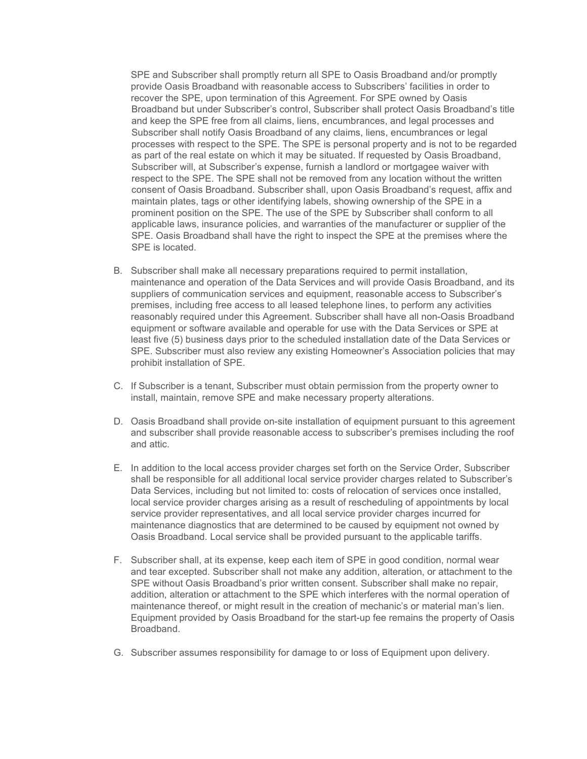SPE and Subscriber shall promptly return all SPE to Oasis Broadband and/or promptly provide Oasis Broadband with reasonable access to Subscribers' facilities in order to recover the SPE, upon termination of this Agreement. For SPE owned by Oasis Broadband but under Subscriber's control, Subscriber shall protect Oasis Broadband's title and keep the SPE free from all claims, liens, encumbrances, and legal processes and Subscriber shall notify Oasis Broadband of any claims, liens, encumbrances or legal processes with respect to the SPE. The SPE is personal property and is not to be regarded as part of the real estate on which it may be situated. If requested by Oasis Broadband, Subscriber will, at Subscriber's expense, furnish a landlord or mortgagee waiver with respect to the SPE. The SPE shall not be removed from any location without the written consent of Oasis Broadband. Subscriber shall, upon Oasis Broadband's request, affix and maintain plates, tags or other identifying labels, showing ownership of the SPE in a prominent position on the SPE. The use of the SPE by Subscriber shall conform to all applicable laws, insurance policies, and warranties of the manufacturer or supplier of the SPE. Oasis Broadband shall have the right to inspect the SPE at the premises where the SPE is located.

B. Subscriber shall make all necessary preparations required to permit installation, maintenance and operation of the Data Services and will provide Oasis Broadband, and its suppliers of communication services and equipment, reasonable access to Subscriber's premises, including free access to all leased telephone lines, to perform any activities reasonably required under this Agreement. Subscriber shall have all non-Oasis Broadband equipment or software available and operable for use with the Data Services or SPE at least five (5) business days prior to the scheduled installation date of the Data Services or SPE. Subscriber must also review any existing Homeowner's Association policies that may prohibit installation of SPE.

C. If Subscriber is a tenant, Subscriber must obtain permission from the property owner to install, maintain, remove SPE and make necessary property alterations.

D. Oasis Broadband shall provide on-site installation of equipment pursuant to this agreement and subscriber shall provide reasonable access to subscriber's premises including the roof and attic.

E. In addition to the local access provider charges set forth on the Service Order, Subscriber shall be responsible for all additional local service provider charges related to Subscriber's Data Services, including but not limited to: costs of relocation of services once installed, local service provider charges arising as a result of rescheduling of appointments by local service provider representatives, and all local service provider charges incurred for maintenance diagnostics that are determined to be caused by equipment not owned by Oasis Broadband. Local service shall be provided pursuant to the applicable tariffs.

F. Subscriber shall, at its expense, keep each item of SPE in good condition, normal wear and tear excepted. Subscriber shall not make any addition, alteration, or attachment to the SPE without Oasis Broadband's prior written consent. Subscriber shall make no repair, addition, alteration or attachment to the SPE which interferes with the normal operation of maintenance thereof, or might result in the creation of mechanic's or material man's lien. Equipment provided by Oasis Broadband for the start-up fee remains the property of Oasis Broadband.

G. Subscriber assumes responsibility for damage to or loss of Equipment upon delivery.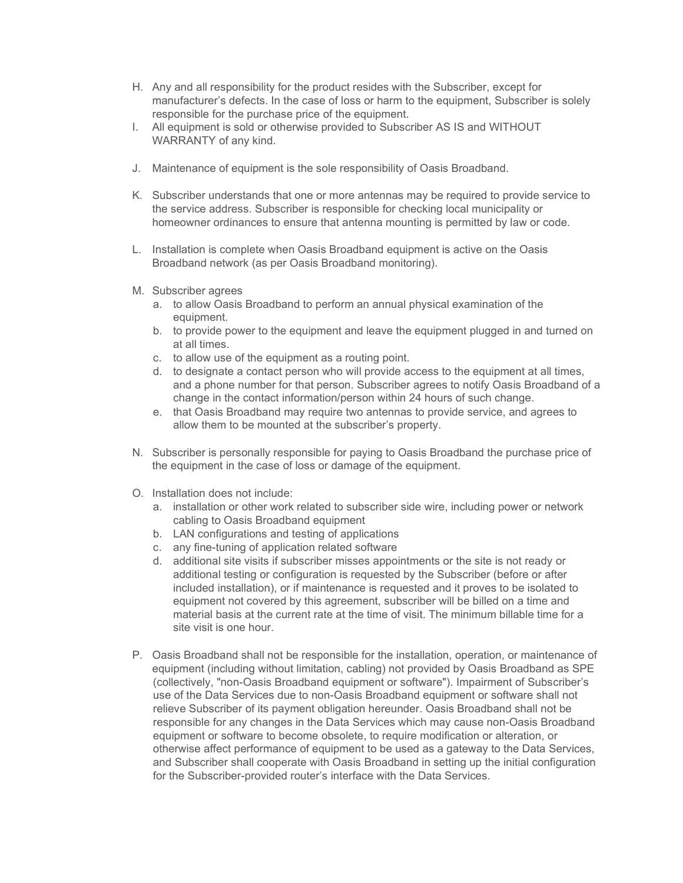H. Any and all responsibility for the product resides with the Subscriber, except for manufacturer's defects. In the case of loss or harm to the equipment, Subscriber is solely responsible for the purchase price of the equipment.

I. All equipment is sold or otherwise provided to Subscriber AS IS and WITHOUT WARRANTY of any kind.

J. Maintenance of equipment is the sole responsibility of Oasis Broadband.

K. Subscriber understands that one or more antennas may be required to provide service to the service address. Subscriber is responsible for checking local municipality or homeowner ordinances to ensure that antenna mounting is permitted by law or code.

L. Installation is complete when Oasis Broadband equipment is active on the Oasis Broadband network (as per Oasis Broadband monitoring).

M. Subscriber agrees
   a. to allow Oasis Broadband to perform an annual physical examination of the equipment.
   b. to provide power to the equipment and leave the equipment plugged in and turned on at all times.
   c. to allow use of the equipment as a routing point.
   d. to designate a contact person who will provide access to the equipment at all times, and a phone number for that person. Subscriber agrees to notify Oasis Broadband of a change in the contact information/person within 24 hours of such change.
   e. that Oasis Broadband may require two antennas to provide service, and agrees to allow them to be mounted at the subscriber's property.

N. Subscriber is personally responsible for paying to Oasis Broadband the purchase price of the equipment in the case of loss or damage of the equipment.

O. Installation does not include:
   a. installation or other work related to subscriber side wire, including power or network cabling to Oasis Broadband equipment
   b. LAN configurations and testing of applications
   c. any fine-tuning of application related software
   d. additional site visits if subscriber misses appointments or the site is not ready or additional testing or configuration is requested by the Subscriber (before or after included installation), or if maintenance is requested and it proves to be isolated to equipment not covered by this agreement, subscriber will be billed on a time and material basis at the current rate at the time of visit. The minimum billable time for a site visit is one hour.

P. Oasis Broadband shall not be responsible for the installation, operation, or maintenance of equipment (including without limitation, cabling) not provided by Oasis Broadband as SPE (collectively, "non-Oasis Broadband equipment or software"). Impairment of Subscriber's use of the Data Services due to non-Oasis Broadband equipment or software shall not relieve Subscriber of its payment obligation hereunder. Oasis Broadband shall not be responsible for any changes in the Data Services which may cause non-Oasis Broadband equipment or software to become obsolete, to require modification or alteration, or otherwise affect performance of equipment to be used as a gateway to the Data Services, and Subscriber shall cooperate with Oasis Broadband in setting up the initial configuration for the Subscriber-provided router's interface with the Data Services.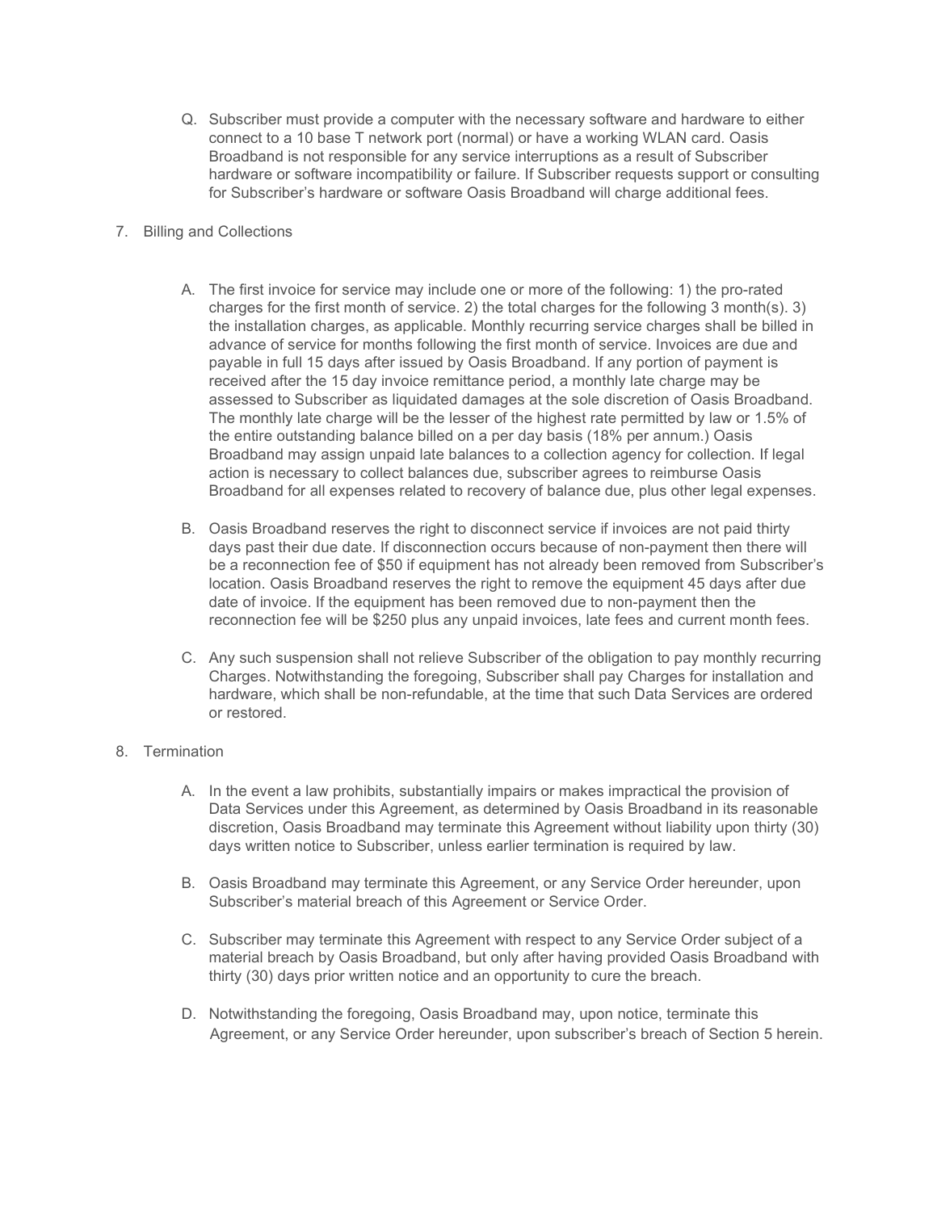Q. Subscriber must provide a computer with the necessary software and hardware to either connect to a 10 base T network port (normal) or have a working WLAN card. Oasis Broadband is not responsible for any service interruptions as a result of Subscriber hardware or software incompatibility or failure. If Subscriber requests support or consulting for Subscriber's hardware or software Oasis Broadband will charge additional fees.

7. Billing and Collections

A. The first invoice for service may include one or more of the following: 1) the pro-rated charges for the first month of service. 2) the total charges for the following 3 month(s). 3) the installation charges, as applicable. Monthly recurring service charges shall be billed in advance of service for months following the first month of service. Invoices are due and payable in full 15 days after issued by Oasis Broadband. If any portion of payment is received after the 15 day invoice remittance period, a monthly late charge may be assessed to Subscriber as liquidated damages at the sole discretion of Oasis Broadband. The monthly late charge will be the lesser of the highest rate permitted by law or 1.5% of the entire outstanding balance billed on a per day basis (18% per annum.) Oasis Broadband may assign unpaid late balances to a collection agency for collection. If legal action is necessary to collect balances due, subscriber agrees to reimburse Oasis Broadband for all expenses related to recovery of balance due, plus other legal expenses.

B. Oasis Broadband reserves the right to disconnect service if invoices are not paid thirty days past their due date. If disconnection occurs because of non-payment then there will be a reconnection fee of $50 if equipment has not already been removed from Subscriber's location. Oasis Broadband reserves the right to remove the equipment 45 days after due date of invoice. If the equipment has been removed due to non-payment then the reconnection fee will be $250 plus any unpaid invoices, late fees and current month fees.

C. Any such suspension shall not relieve Subscriber of the obligation to pay monthly recurring Charges. Notwithstanding the foregoing, Subscriber shall pay Charges for installation and hardware, which shall be non-refundable, at the time that such Data Services are ordered or restored.

8. Termination

A. In the event a law prohibits, substantially impairs or makes impractical the provision of Data Services under this Agreement, as determined by Oasis Broadband in its reasonable discretion, Oasis Broadband may terminate this Agreement without liability upon thirty (30) days written notice to Subscriber, unless earlier termination is required by law.

B. Oasis Broadband may terminate this Agreement, or any Service Order hereunder, upon Subscriber's material breach of this Agreement or Service Order.

C. Subscriber may terminate this Agreement with respect to any Service Order subject of a material breach by Oasis Broadband, but only after having provided Oasis Broadband with thirty (30) days prior written notice and an opportunity to cure the breach.

D. Notwithstanding the foregoing, Oasis Broadband may, upon notice, terminate this Agreement, or any Service Order hereunder, upon subscriber's breach of Section 5 herein.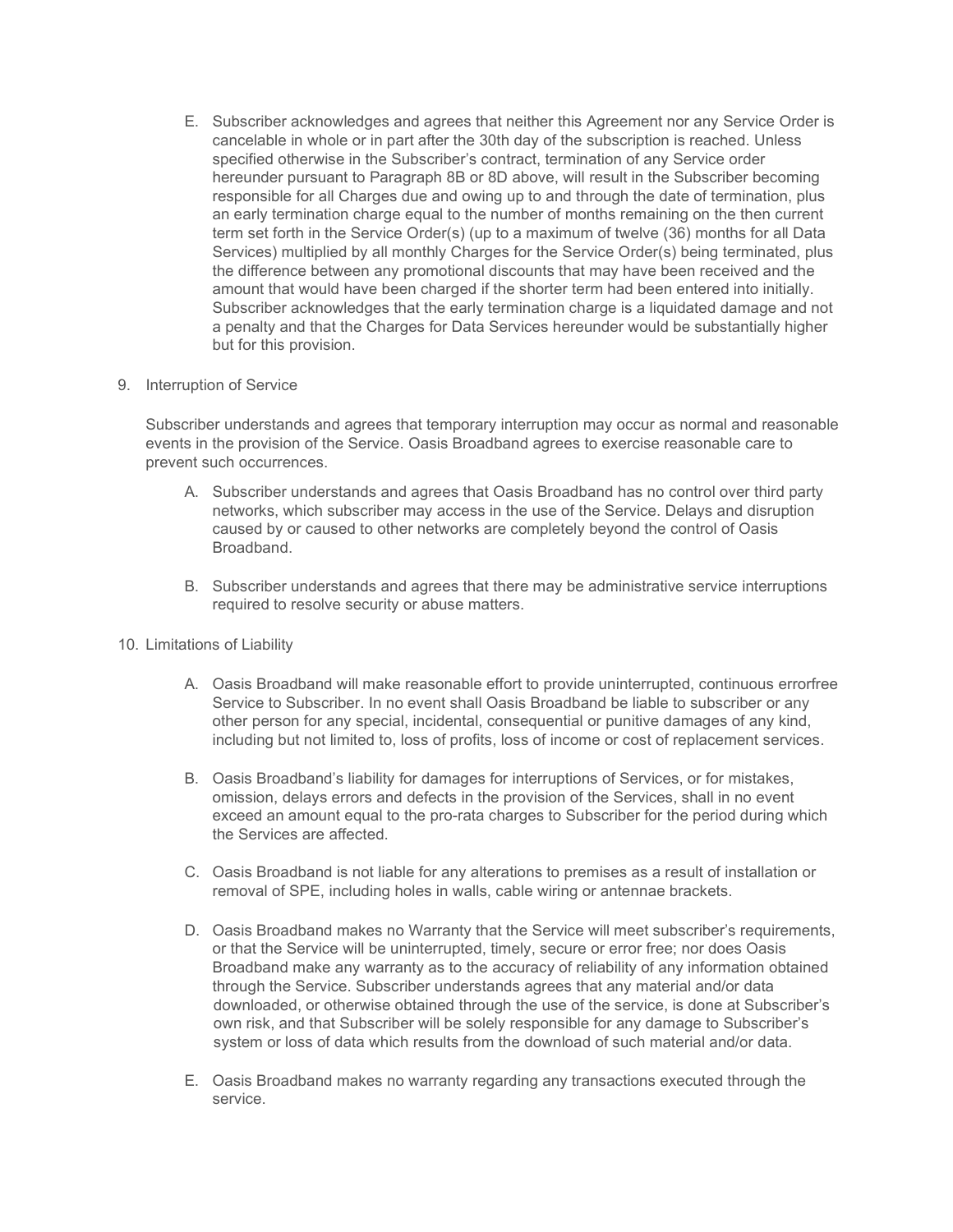E. Subscriber acknowledges and agrees that neither this Agreement nor any Service Order is cancelable in whole or in part after the 30th day of the subscription is reached. Unless specified otherwise in the Subscriber's contract, termination of any Service order hereunder pursuant to Paragraph 8B or 8D above, will result in the Subscriber becoming responsible for all Charges due and owing up to and through the date of termination, plus an early termination charge equal to the number of months remaining on the then current term set forth in the Service Order(s) (up to a maximum of twelve (36) months for all Data Services) multiplied by all monthly Charges for the Service Order(s) being terminated, plus the difference between any promotional discounts that may have been received and the amount that would have been charged if the shorter term had been entered into initially. Subscriber acknowledges that the early termination charge is a liquidated damage and not a penalty and that the Charges for Data Services hereunder would be substantially higher but for this provision.

9. Interruption of Service

Subscriber understands and agrees that temporary interruption may occur as normal and reasonable events in the provision of the Service. Oasis Broadband agrees to exercise reasonable care to prevent such occurrences.

A. Subscriber understands and agrees that Oasis Broadband has no control over third party networks, which subscriber may access in the use of the Service. Delays and disruption caused by or caused to other networks are completely beyond the control of Oasis Broadband.

B. Subscriber understands and agrees that there may be administrative service interruptions required to resolve security or abuse matters.

10. Limitations of Liability

A. Oasis Broadband will make reasonable effort to provide uninterrupted, continuous errorfree Service to Subscriber. In no event shall Oasis Broadband be liable to subscriber or any other person for any special, incidental, consequential or punitive damages of any kind, including but not limited to, loss of profits, loss of income or cost of replacement services.

B. Oasis Broadband's liability for damages for interruptions of Services, or for mistakes, omission, delays errors and defects in the provision of the Services, shall in no event exceed an amount equal to the pro-rata charges to Subscriber for the period during which the Services are affected.

C. Oasis Broadband is not liable for any alterations to premises as a result of installation or removal of SPE, including holes in walls, cable wiring or antennae brackets.

D. Oasis Broadband makes no Warranty that the Service will meet subscriber's requirements, or that the Service will be uninterrupted, timely, secure or error free; nor does Oasis Broadband make any warranty as to the accuracy of reliability of any information obtained through the Service. Subscriber understands agrees that any material and/or data downloaded, or otherwise obtained through the use of the service, is done at Subscriber's own risk, and that Subscriber will be solely responsible for any damage to Subscriber's system or loss of data which results from the download of such material and/or data.

E. Oasis Broadband makes no warranty regarding any transactions executed through the service.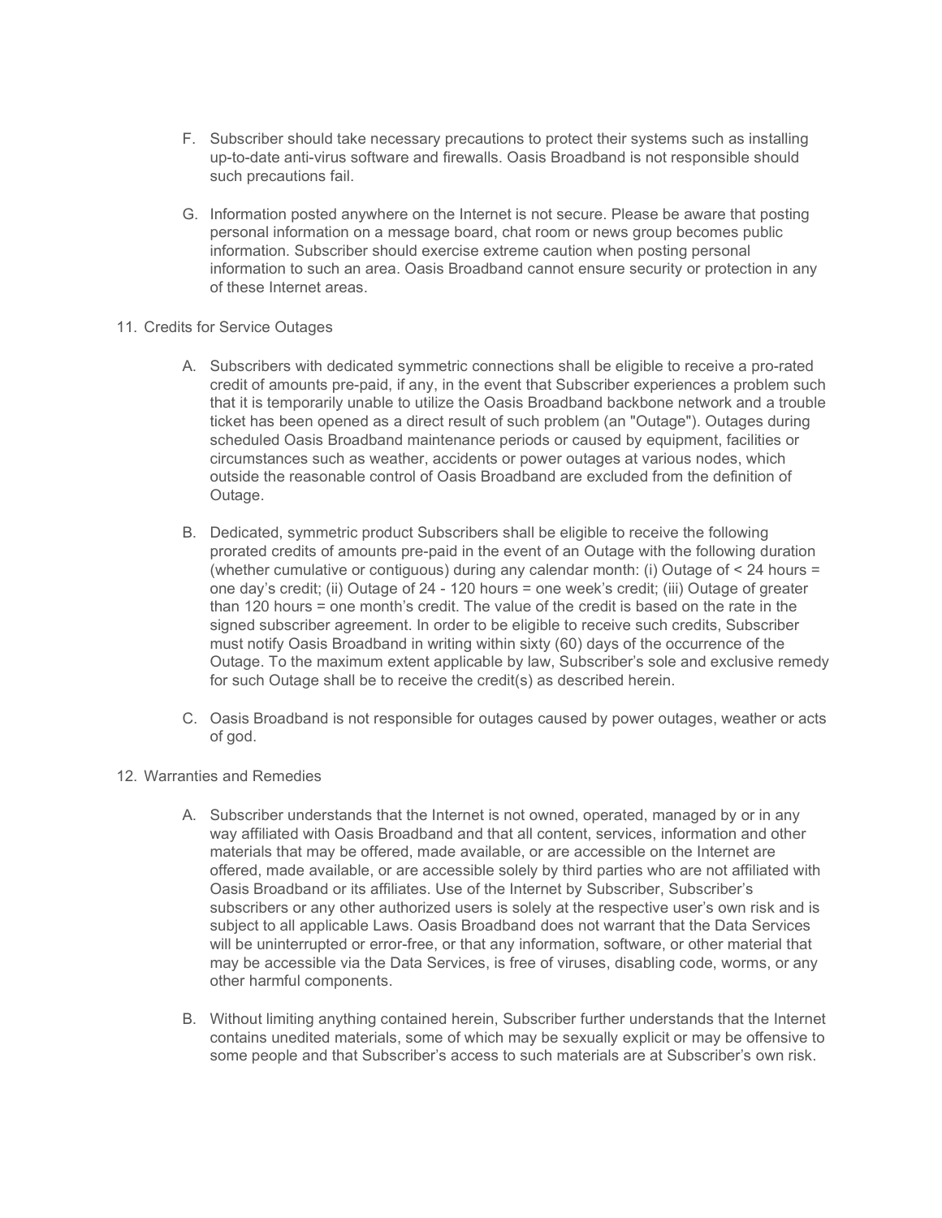F. Subscriber should take necessary precautions to protect their systems such as installing up-to-date anti-virus software and firewalls. Oasis Broadband is not responsible should such precautions fail.

G. Information posted anywhere on the Internet is not secure. Please be aware that posting personal information on a message board, chat room or news group becomes public information. Subscriber should exercise extreme caution when posting personal information to such an area. Oasis Broadband cannot ensure security or protection in any of these Internet areas.

11. Credits for Service Outages

A. Subscribers with dedicated symmetric connections shall be eligible to receive a pro-rated credit of amounts pre-paid, if any, in the event that Subscriber experiences a problem such that it is temporarily unable to utilize the Oasis Broadband backbone network and a trouble ticket has been opened as a direct result of such problem (an "Outage"). Outages during scheduled Oasis Broadband maintenance periods or caused by equipment, facilities or circumstances such as weather, accidents or power outages at various nodes, which outside the reasonable control of Oasis Broadband are excluded from the definition of Outage.

B. Dedicated, symmetric product Subscribers shall be eligible to receive the following prorated credits of amounts pre-paid in the event of an Outage with the following duration (whether cumulative or contiguous) during any calendar month: (i) Outage of < 24 hours = one day's credit; (ii) Outage of 24 - 120 hours = one week's credit; (iii) Outage of greater than 120 hours = one month's credit. The value of the credit is based on the rate in the signed subscriber agreement. In order to be eligible to receive such credits, Subscriber must notify Oasis Broadband in writing within sixty (60) days of the occurrence of the Outage. To the maximum extent applicable by law, Subscriber's sole and exclusive remedy for such Outage shall be to receive the credit(s) as described herein.

C. Oasis Broadband is not responsible for outages caused by power outages, weather or acts of god.

12. Warranties and Remedies

A. Subscriber understands that the Internet is not owned, operated, managed by or in any way affiliated with Oasis Broadband and that all content, services, information and other materials that may be offered, made available, or are accessible on the Internet are offered, made available, or are accessible solely by third parties who are not affiliated with Oasis Broadband or its affiliates. Use of the Internet by Subscriber, Subscriber's subscribers or any other authorized users is solely at the respective user's own risk and is subject to all applicable Laws. Oasis Broadband does not warrant that the Data Services will be uninterrupted or error-free, or that any information, software, or other material that may be accessible via the Data Services, is free of viruses, disabling code, worms, or any other harmful components.

B. Without limiting anything contained herein, Subscriber further understands that the Internet contains unedited materials, some of which may be sexually explicit or may be offensive to some people and that Subscriber's access to such materials are at Subscriber's own risk.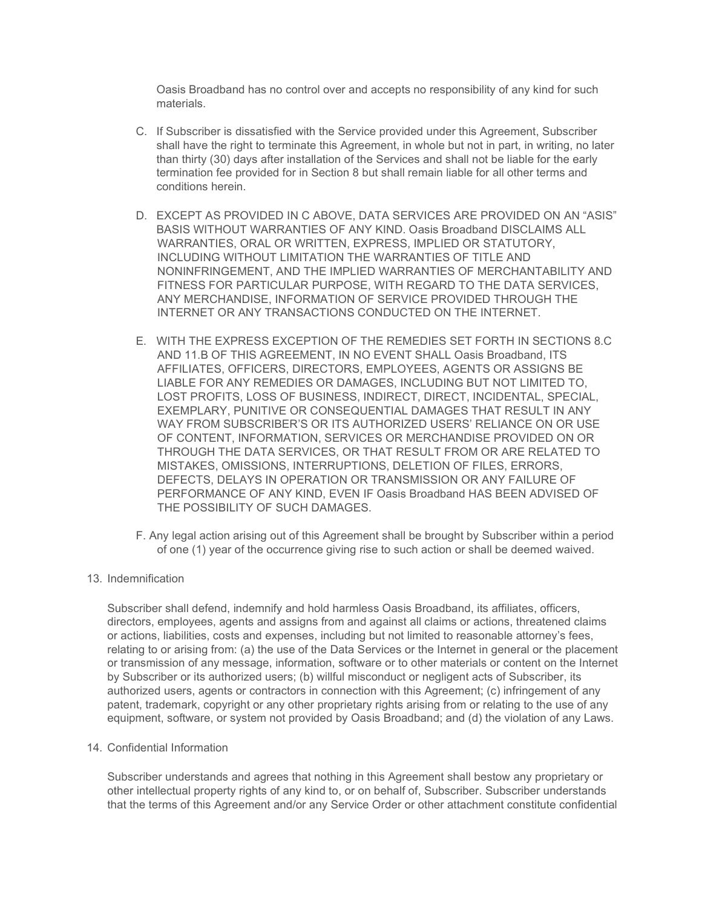Oasis Broadband has no control over and accepts no responsibility of any kind for such materials.

C. If Subscriber is dissatisfied with the Service provided under this Agreement, Subscriber shall have the right to terminate this Agreement, in whole but not in part, in writing, no later than thirty (30) days after installation of the Services and shall not be liable for the early termination fee provided for in Section 8 but shall remain liable for all other terms and conditions herein.

D. EXCEPT AS PROVIDED IN C ABOVE, DATA SERVICES ARE PROVIDED ON AN "ASIS" BASIS WITHOUT WARRANTIES OF ANY KIND. Oasis Broadband DISCLAIMS ALL WARRANTIES, ORAL OR WRITTEN, EXPRESS, IMPLIED OR STATUTORY, INCLUDING WITHOUT LIMITATION THE WARRANTIES OF TITLE AND NONINFRINGEMENT, AND THE IMPLIED WARRANTIES OF MERCHANTABILITY AND FITNESS FOR PARTICULAR PURPOSE, WITH REGARD TO THE DATA SERVICES, ANY MERCHANDISE, INFORMATION OF SERVICE PROVIDED THROUGH THE INTERNET OR ANY TRANSACTIONS CONDUCTED ON THE INTERNET.

E. WITH THE EXPRESS EXCEPTION OF THE REMEDIES SET FORTH IN SECTIONS 8.C AND 11.B OF THIS AGREEMENT, IN NO EVENT SHALL Oasis Broadband, ITS AFFILIATES, OFFICERS, DIRECTORS, EMPLOYEES, AGENTS OR ASSIGNS BE LIABLE FOR ANY REMEDIES OR DAMAGES, INCLUDING BUT NOT LIMITED TO, LOST PROFITS, LOSS OF BUSINESS, INDIRECT, DIRECT, INCIDENTAL, SPECIAL, EXEMPLARY, PUNITIVE OR CONSEQUENTIAL DAMAGES THAT RESULT IN ANY WAY FROM SUBSCRIBER'S OR ITS AUTHORIZED USERS' RELIANCE ON OR USE OF CONTENT, INFORMATION, SERVICES OR MERCHANDISE PROVIDED ON OR THROUGH THE DATA SERVICES, OR THAT RESULT FROM OR ARE RELATED TO MISTAKES, OMISSIONS, INTERRUPTIONS, DELETION OF FILES, ERRORS, DEFECTS, DELAYS IN OPERATION OR TRANSMISSION OR ANY FAILURE OF PERFORMANCE OF ANY KIND, EVEN IF Oasis Broadband HAS BEEN ADVISED OF THE POSSIBILITY OF SUCH DAMAGES.

F. Any legal action arising out of this Agreement shall be brought by Subscriber within a period of one (1) year of the occurrence giving rise to such action or shall be deemed waived.

13. Indemnification

Subscriber shall defend, indemnify and hold harmless Oasis Broadband, its affiliates, officers, directors, employees, agents and assigns from and against all claims or actions, threatened claims or actions, liabilities, costs and expenses, including but not limited to reasonable attorney's fees, relating to or arising from: (a) the use of the Data Services or the Internet in general or the placement or transmission of any message, information, software or to other materials or content on the Internet by Subscriber or its authorized users; (b) willful misconduct or negligent acts of Subscriber, its authorized users, agents or contractors in connection with this Agreement; (c) infringement of any patent, trademark, copyright or any other proprietary rights arising from or relating to the use of any equipment, software, or system not provided by Oasis Broadband; and (d) the violation of any Laws.

14. Confidential Information

Subscriber understands and agrees that nothing in this Agreement shall bestow any proprietary or other intellectual property rights of any kind to, or on behalf of, Subscriber. Subscriber understands that the terms of this Agreement and/or any Service Order or other attachment constitute confidential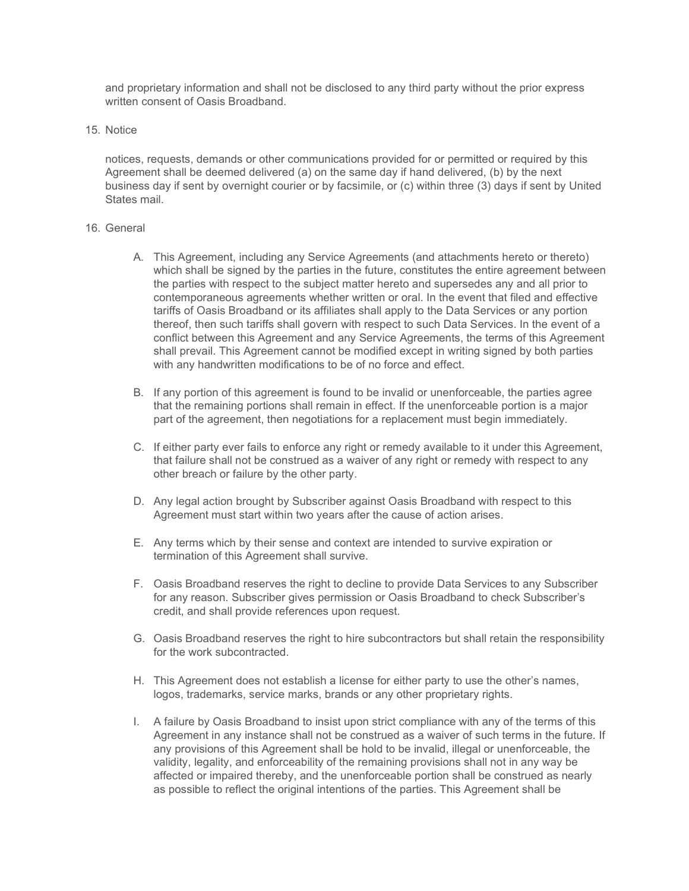and proprietary information and shall not be disclosed to any third party without the prior express written consent of Oasis Broadband.

15. Notice

notices, requests, demands or other communications provided for or permitted or required by this Agreement shall be deemed delivered (a) on the same day if hand delivered, (b) by the next business day if sent by overnight courier or by facsimile, or (c) within three (3) days if sent by United States mail.

16. General

   A. This Agreement, including any Service Agreements (and attachments hereto or thereto) which shall be signed by the parties in the future, constitutes the entire agreement between the parties with respect to the subject matter hereto and supersedes any and all prior to contemporaneous agreements whether written or oral. In the event that filed and effective tariffs of Oasis Broadband or its affiliates shall apply to the Data Services or any portion thereof, then such tariffs shall govern with respect to such Data Services. In the event of a conflict between this Agreement and any Service Agreements, the terms of this Agreement shall prevail. This Agreement cannot be modified except in writing signed by both parties with any handwritten modifications to be of no force and effect.

   B. If any portion of this agreement is found to be invalid or unenforceable, the parties agree that the remaining portions shall remain in effect. If the unenforceable portion is a major part of the agreement, then negotiations for a replacement must begin immediately.

   C. If either party ever fails to enforce any right or remedy available to it under this Agreement, that failure shall not be construed as a waiver of any right or remedy with respect to any other breach or failure by the other party.

   D. Any legal action brought by Subscriber against Oasis Broadband with respect to this Agreement must start within two years after the cause of action arises.

   E. Any terms which by their sense and context are intended to survive expiration or termination of this Agreement shall survive.

   F. Oasis Broadband reserves the right to decline to provide Data Services to any Subscriber for any reason. Subscriber gives permission or Oasis Broadband to check Subscriber's credit, and shall provide references upon request.

   G. Oasis Broadband reserves the right to hire subcontractors but shall retain the responsibility for the work subcontracted.

   H. This Agreement does not establish a license for either party to use the other's names, logos, trademarks, service marks, brands or any other proprietary rights.

   I. A failure by Oasis Broadband to insist upon strict compliance with any of the terms of this Agreement in any instance shall not be construed as a waiver of such terms in the future. If any provisions of this Agreement shall be hold to be invalid, illegal or unenforceable, the validity, legality, and enforceability of the remaining provisions shall not in any way be affected or impaired thereby, and the unenforceable portion shall be construed as nearly as possible to reflect the original intentions of the parties. This Agreement shall be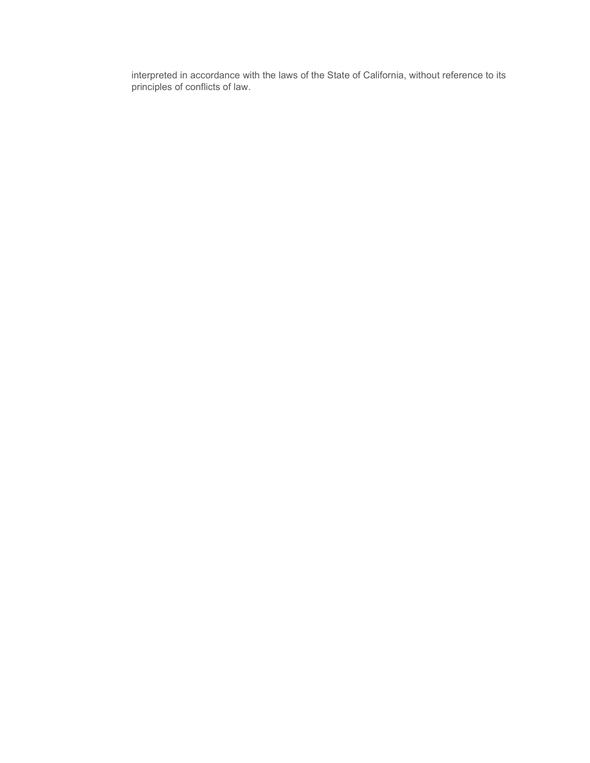interpreted in accordance with the laws of the State of California, without reference to its principles of conflicts of law.